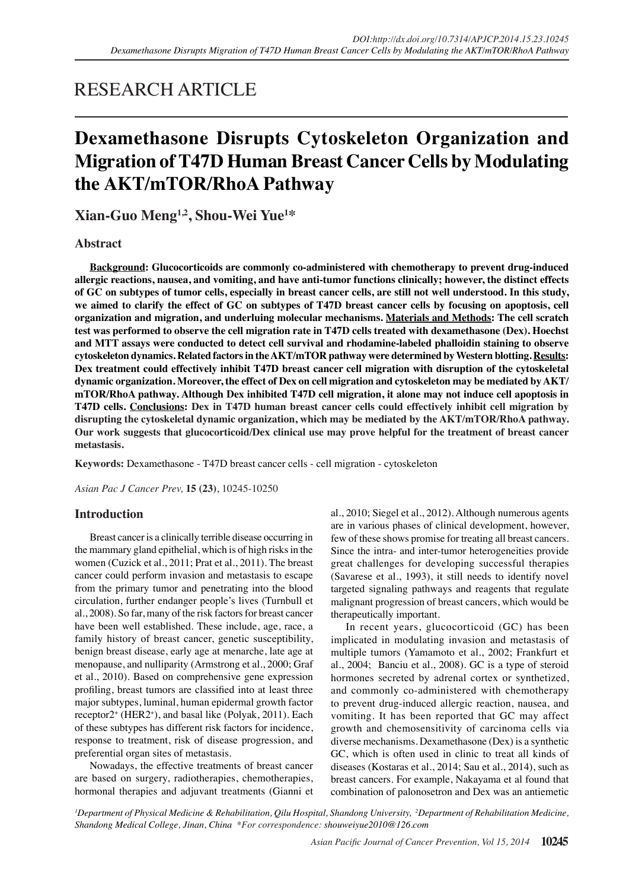RESEARCH ARTICLE

# Dexamethasone Disrupts Cytoskeleton Organization and Migration of T47D Human Breast Cancer Cells by Modulating the AKT/mTOR/RhoA Pathway

**Xian-Guo Meng[1,2], Shou-Wei Yue[1]***

## Abstract

**Background: Glucocorticoids are commonly co-administered with chemotherapy to prevent drug-induced allergic reactions, nausea, and vomiting, and have anti-tumor functions clinically; however, the distinct effects of GC on subtypes of tumor cells, especially in breast cancer cells, are still not well understood. In this study, we aimed to clarify the effect of GC on subtypes of T47D breast cancer cells by focusing on apoptosis, cell organization and migration, and underluing molecular mechanisms. Materials and Methods: The cell scratch test was performed to observe the cell migration rate in T47D cells treated with dexamethasone (Dex). Hoechst and MTT assays were conducted to detect cell survival and rhodamine-labeled phalloidin staining to observe cytoskeleton dynamics. Related factors in the AKT/mTOR pathway were determined by Western blotting. Results: Dex treatment could effectively inhibit T47D breast cancer cell migration with disruption of the cytoskeletal dynamic organization. Moreover, the effect of Dex on cell migration and cytoskeleton may be mediated by AKT/mTOR/RhoA pathway. Although Dex inhibited T47D cell migration, it alone may not induce cell apoptosis in T47D cells. Conclusions: Dex in T47D human breast cancer cells could effectively inhibit cell migration by disrupting the cytoskeletal dynamic organization, which may be mediated by the AKT/mTOR/RhoA pathway. Our work suggests that glucocorticoid/Dex clinical use may prove helpful for the treatment of breast cancer metastasis.**

**Keywords:** Dexamethasone - T47D breast cancer cells - cell migration - cytoskeleton

*Asian Pac J Cancer Prev,* **15 (23)**, 10245-10250

## Introduction

Breast cancer is a clinically terrible disease occurring in the mammary gland epithelial, which is of high risks in the women (Cuzick et al., 2011; Prat et al., 2011). The breast cancer could perform invasion and metastasis to escape from the primary tumor and penetrating into the blood circulation, further endanger people's lives (Turnbull et al., 2008). So far, many of the risk factors for breast cancer have been well established. These include, age, race, a family history of breast cancer, genetic susceptibility, benign breast disease, early age at menarche, late age at menopause, and nulliparity (Armstrong et al., 2000; Graf et al., 2010). Based on comprehensive gene expression profiling, breast tumors are classified into at least three major subtypes, luminal, human epidermal growth factor receptor2$^+$ (HER2$^+$), and basal like (Polyak, 2011). Each of these subtypes has different risk factors for incidence, response to treatment, risk of disease progression, and preferential organ sites of metastasis.

Nowadays, the effective treatments of breast cancer are based on surgery, radiotherapies, chemotherapies, hormonal therapies and adjuvant treatments (Gianni et al., 2010; Siegel et al., 2012). Although numerous agents are in various phases of clinical development, however, few of these shows promise for treating all breast cancers. Since the intra- and inter-tumor heterogeneities provide great challenges for developing successful therapies (Savarese et al., 1993), it still needs to identify novel targeted signaling pathways and reagents that regulate malignant progression of breast cancers, which would be therapeutically important.

In recent years, glucocorticoid (GC) has been implicated in modulating invasion and metastasis of multiple tumors (Yamamoto et al., 2002; Frankfurt et al., 2004; Banciu et al., 2008). GC is a type of steroid hormones secreted by adrenal cortex or synthetized, and commonly co-administered with chemotherapy to prevent drug-induced allergic reaction, nausea, and vomiting. It has been reported that GC may affect growth and chemosensitivity of carcinoma cells via diverse mechanisms. Dexamethasone (Dex) is a synthetic GC, which is often used in clinic to treat all kinds of diseases (Kostaras et al., 2014; Sau et al., 2014), such as breast cancers. For example, Nakayama et al found that combination of palonosetron and Dex was an antiemetic

[1]Department of Physical Medicine & Rehabilitation, Qilu Hospital, Shandong University, [2]Department of Rehabilitation Medicine, Shandong Medical College, Jinan, China *For correspondence: shouweiyue2010@126.com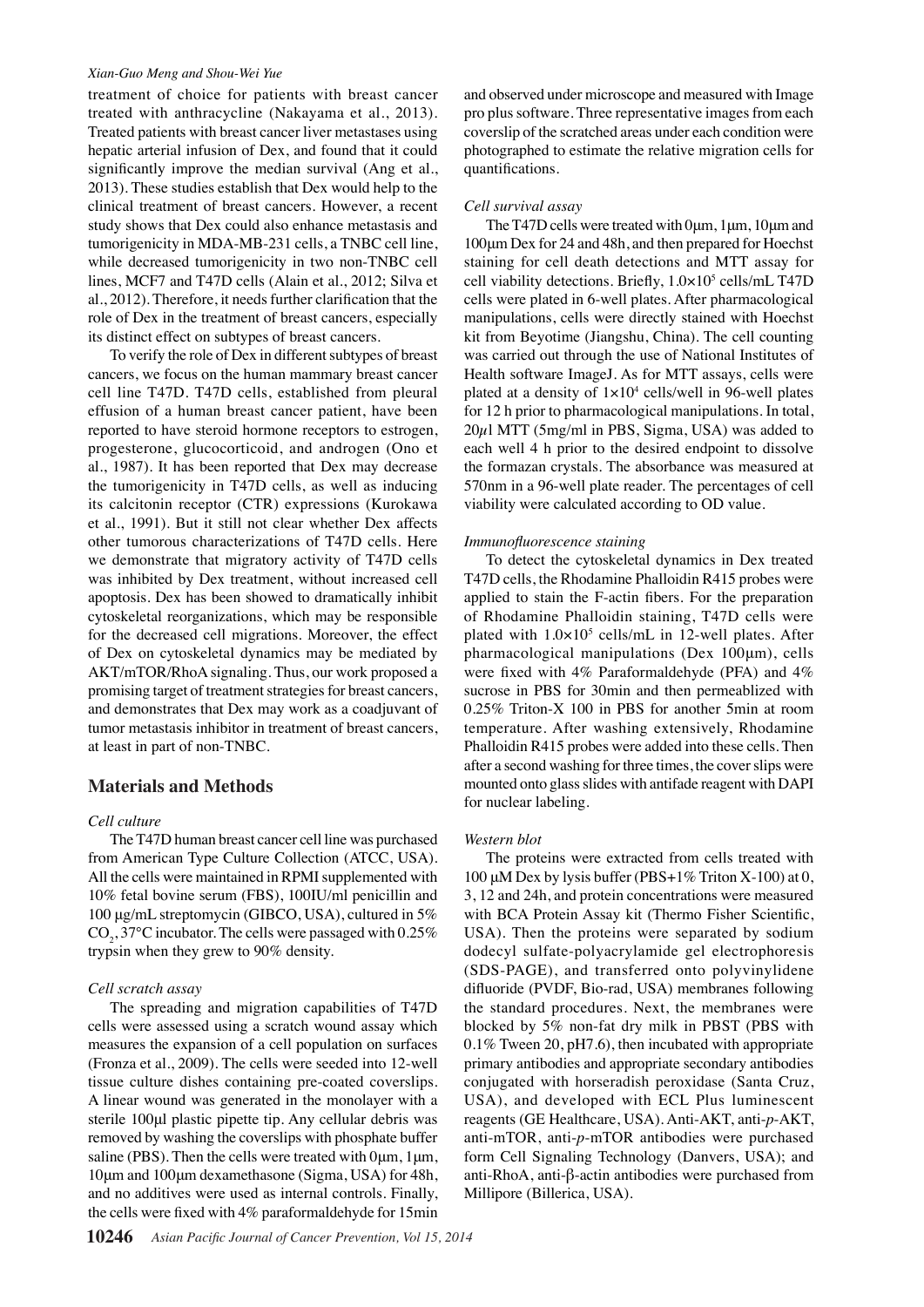treatment of choice for patients with breast cancer treated with anthracycline (Nakayama et al., 2013). Treated patients with breast cancer liver metastases using hepatic arterial infusion of Dex, and found that it could significantly improve the median survival (Ang et al., 2013). These studies establish that Dex would help to the clinical treatment of breast cancers. However, a recent study shows that Dex could also enhance metastasis and tumorigenicity in MDA-MB-231 cells, a TNBC cell line, while decreased tumorigenicity in two non-TNBC cell lines, MCF7 and T47D cells (Alain et al., 2012; Silva et al., 2012). Therefore, it needs further clarification that the role of Dex in the treatment of breast cancers, especially its distinct effect on subtypes of breast cancers.

To verify the role of Dex in different subtypes of breast cancers, we focus on the human mammary breast cancer cell line T47D. T47D cells, established from pleural effusion of a human breast cancer patient, have been reported to have steroid hormone receptors to estrogen, progesterone, glucocorticoid, and androgen (Ono et al., 1987). It has been reported that Dex may decrease the tumorigenicity in T47D cells, as well as inducing its calcitonin receptor (CTR) expressions (Kurokawa et al., 1991). But it still not clear whether Dex affects other tumorous characterizations of T47D cells. Here we demonstrate that migratory activity of T47D cells was inhibited by Dex treatment, without increased cell apoptosis. Dex has been showed to dramatically inhibit cytoskeletal reorganizations, which may be responsible for the decreased cell migrations. Moreover, the effect of Dex on cytoskeletal dynamics may be mediated by AKT/mTOR/RhoA signaling. Thus, our work proposed a promising target of treatment strategies for breast cancers, and demonstrates that Dex may work as a coadjuvant of tumor metastasis inhibitor in treatment of breast cancers, at least in part of non-TNBC.

## Materials and Methods

### *Cell culture*

The T47D human breast cancer cell line was purchased from American Type Culture Collection (ATCC, USA). All the cells were maintained in RPMI supplemented with 10% fetal bovine serum (FBS), 100IU/ml penicillin and 100 μg/mL streptomycin (GIBCO, USA), cultured in 5% $CO_2$, 37°C incubator. The cells were passaged with 0.25% trypsin when they grew to 90% density.

### *Cell scratch assay*

The spreading and migration capabilities of T47D cells were assessed using a scratch wound assay which measures the expansion of a cell population on surfaces (Fronza et al., 2009). The cells were seeded into 12-well tissue culture dishes containing pre-coated coverslips. A linear wound was generated in the monolayer with a sterile 100μl plastic pipette tip. Any cellular debris was removed by washing the coverslips with phosphate buffer saline (PBS). Then the cells were treated with 0μm, 1μm, 10μm and 100μm dexamethasone (Sigma, USA) for 48h, and no additives were used as internal controls. Finally, the cells were fixed with 4% paraformaldehyde for 15min and observed under microscope and measured with Image pro plus software. Three representative images from each coverslip of the scratched areas under each condition were photographed to estimate the relative migration cells for quantifications.

### *Cell survival assay*

The T47D cells were treated with 0μm, 1μm, 10μm and 100μm Dex for 24 and 48h, and then prepared for Hoechst staining for cell death detections and MTT assay for cell viability detections. Briefly, $1.0\times10^5$ cells/mL T47D cells were plated in 6-well plates. After pharmacological manipulations, cells were directly stained with Hoechst kit from Beyotime (Jiangshu, China). The cell counting was carried out through the use of National Institutes of Health software ImageJ. As for MTT assays, cells were plated at a density of $1\times10^4$ cells/well in 96-well plates for 12 h prior to pharmacological manipulations. In total, 20$\mu$l MTT (5mg/ml in PBS, Sigma, USA) was added to each well 4 h prior to the desired endpoint to dissolve the formazan crystals. The absorbance was measured at 570nm in a 96-well plate reader. The percentages of cell viability were calculated according to OD value.

### *Immunofluorescence staining*

To detect the cytoskeletal dynamics in Dex treated T47D cells, the Rhodamine Phalloidin R415 probes were applied to stain the F-actin fibers. For the preparation of Rhodamine Phalloidin staining, T47D cells were plated with $1.0\times10^5$ cells/mL in 12-well plates. After pharmacological manipulations (Dex 100μm), cells were fixed with 4% Paraformaldehyde (PFA) and 4% sucrose in PBS for 30min and then permeablized with 0.25% Triton-X 100 in PBS for another 5min at room temperature. After washing extensively, Rhodamine Phalloidin R415 probes were added into these cells. Then after a second washing for three times, the cover slips were mounted onto glass slides with antifade reagent with DAPI for nuclear labeling.

### *Western blot*

The proteins were extracted from cells treated with 100 μM Dex by lysis buffer (PBS+1% Triton X-100) at 0, 3, 12 and 24h, and protein concentrations were measured with BCA Protein Assay kit (Thermo Fisher Scientific, USA). Then the proteins were separated by sodium dodecyl sulfate-polyacrylamide gel electrophoresis (SDS-PAGE), and transferred onto polyvinylidene difluoride (PVDF, Bio-rad, USA) membranes following the standard procedures. Next, the membranes were blocked by 5% non-fat dry milk in PBST (PBS with 0.1% Tween 20, pH7.6), then incubated with appropriate primary antibodies and appropriate secondary antibodies conjugated with horseradish peroxidase (Santa Cruz, USA), and developed with ECL Plus luminescent reagents (GE Healthcare, USA). Anti-AKT, anti-*p*-AKT, anti-mTOR, anti-*p*-mTOR antibodies were purchased form Cell Signaling Technology (Danvers, USA); and anti-RhoA, anti-β-actin antibodies were purchased from Millipore (Billerica, USA).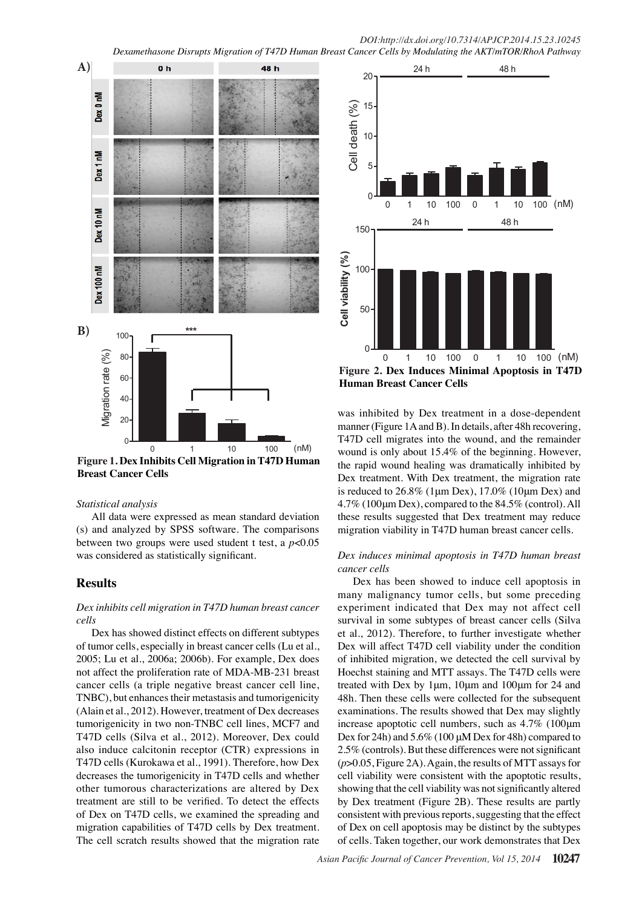**Figure 1. Dex Inhibits Cell Migration in T47D Human Breast Cancer Cells**

**Figure 2. Dex Induces Minimal Apoptosis in T47D Human Breast Cancer Cells**

*Statistical analysis*

All data were expressed as mean standard deviation (s) and analyzed by SPSS software. The comparisons between two groups were used student t test, a $p<0.05$ was considered as statistically significant.

## Results

*Dex inhibits cell migration in T47D human breast cancer cells*

Dex has showed distinct effects on different subtypes of tumor cells, especially in breast cancer cells (Lu et al., 2005; Lu et al., 2006a; 2006b). For example, Dex does not affect the proliferation rate of MDA-MB-231 breast cancer cells (a triple negative breast cancer cell line, TNBC), but enhances their metastasis and tumorigenicity (Alain et al., 2012). However, treatment of Dex decreases tumorigenicity in two non-TNBC cell lines, MCF7 and T47D cells (Silva et al., 2012). Moreover, Dex could also induce calcitonin receptor (CTR) expressions in T47D cells (Kurokawa et al., 1991). Therefore, how Dex decreases the tumorigenicity in T47D cells and whether other tumorous characterizations are altered by Dex treatment are still to be verified. To detect the effects of Dex on T47D cells, we examined the spreading and migration capabilities of T47D cells by Dex treatment. The cell scratch results showed that the migration rate was inhibited by Dex treatment in a dose-dependent manner (Figure 1A and B). In details, after 48h recovering, T47D cell migrates into the wound, and the remainder wound is only about 15.4% of the beginning. However, the rapid wound healing was dramatically inhibited by Dex treatment. With Dex treatment, the migration rate is reduced to 26.8% (1μm Dex), 17.0% (10μm Dex) and 4.7% (100μm Dex), compared to the 84.5% (control). All these results suggested that Dex treatment may reduce migration viability in T47D human breast cancer cells.

*Dex induces minimal apoptosis in T47D human breast cancer cells*

Dex has been showed to induce cell apoptosis in many malignancy tumor cells, but some preceding experiment indicated that Dex may not affect cell survival in some subtypes of breast cancer cells (Silva et al., 2012). Therefore, to further investigate whether Dex will affect T47D cell viability under the condition of inhibited migration, we detected the cell survival by Hoechst staining and MTT assays. The T47D cells were treated with Dex by 1μm, 10μm and 100μm for 24 and 48h. Then these cells were collected for the subsequent examinations. The results showed that Dex may slightly increase apoptotic cell numbers, such as 4.7% (100μm Dex for 24h) and 5.6% (100 μM Dex for 48h) compared to 2.5% (controls). But these differences were not significant ($p>0.05$, Figure 2A). Again, the results of MTT assays for cell viability were consistent with the apoptotic results, showing that the cell viability was not significantly altered by Dex treatment (Figure 2B). These results are partly consistent with previous reports, suggesting that the effect of Dex on cell apoptosis may be distinct by the subtypes of cells. Taken together, our work demonstrates that Dex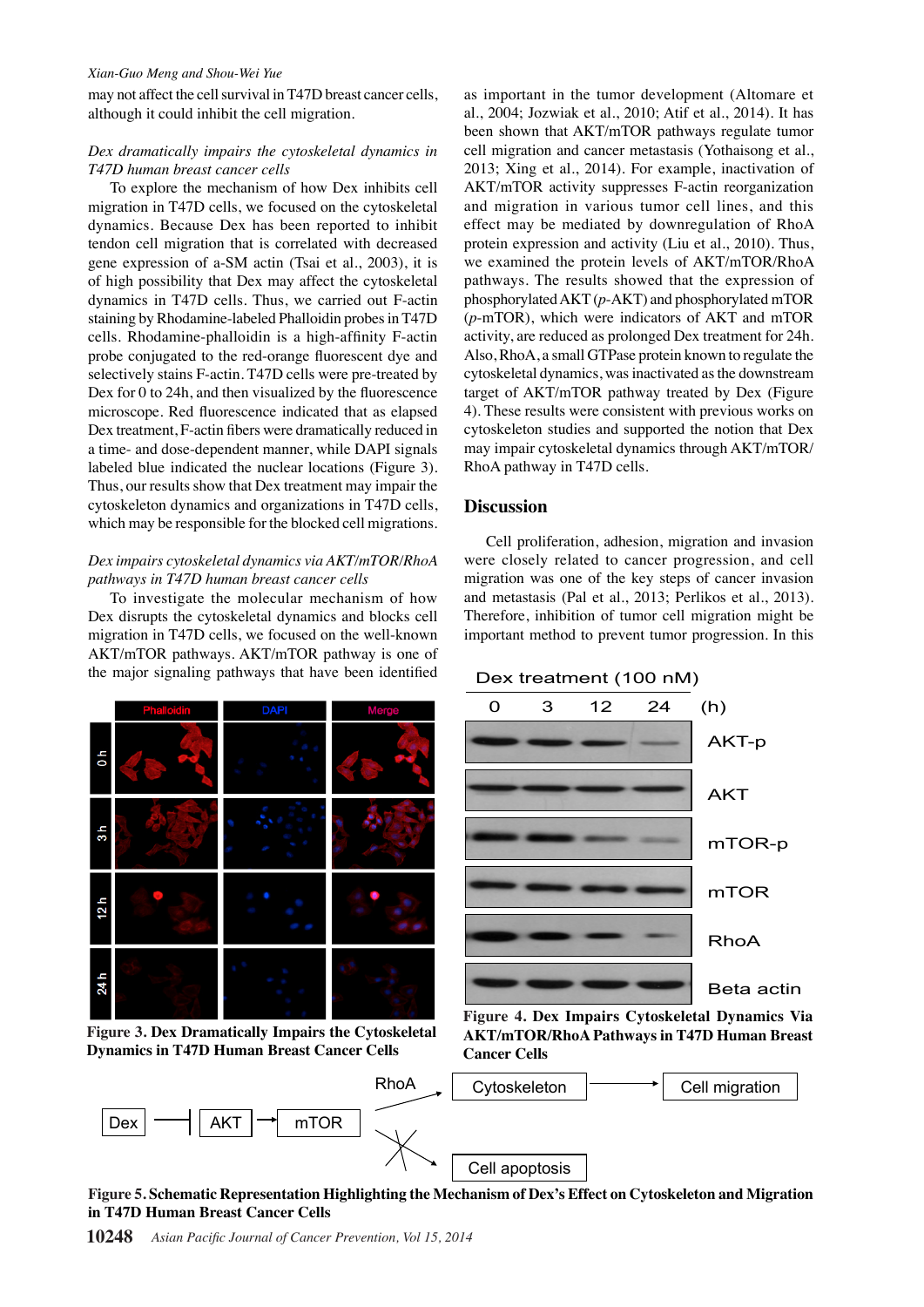may not affect the cell survival in T47D breast cancer cells, although it could inhibit the cell migration.

*Dex dramatically impairs the cytoskeletal dynamics in T47D human breast cancer cells*

To explore the mechanism of how Dex inhibits cell migration in T47D cells, we focused on the cytoskeletal dynamics. Because Dex has been reported to inhibit tendon cell migration that is correlated with decreased gene expression of a-SM actin (Tsai et al., 2003), it is of high possibility that Dex may affect the cytoskeletal dynamics in T47D cells. Thus, we carried out F-actin staining by Rhodamine-labeled Phalloidin probes in T47D cells. Rhodamine-phalloidin is a high-affinity F-actin probe conjugated to the red-orange fluorescent dye and selectively stains F-actin. T47D cells were pre-treated by Dex for 0 to 24h, and then visualized by the fluorescence microscope. Red fluorescence indicated that as elapsed Dex treatment, F-actin fibers were dramatically reduced in a time- and dose-dependent manner, while DAPI signals labeled blue indicated the nuclear locations (Figure 3). Thus, our results show that Dex treatment may impair the cytoskeleton dynamics and organizations in T47D cells, which may be responsible for the blocked cell migrations.

*Dex impairs cytoskeletal dynamics via AKT/mTOR/RhoA pathways in T47D human breast cancer cells*

To investigate the molecular mechanism of how Dex disrupts the cytoskeletal dynamics and blocks cell migration in T47D cells, we focused on the well-known AKT/mTOR pathways. AKT/mTOR pathway is one of the major signaling pathways that have been identified as important in the tumor development (Altomare et al., 2004; Jozwiak et al., 2010; Atif et al., 2014). It has been shown that AKT/mTOR pathways regulate tumor cell migration and cancer metastasis (Yothaisong et al., 2013; Xing et al., 2014). For example, inactivation of AKT/mTOR activity suppresses F-actin reorganization and migration in various tumor cell lines, and this effect may be mediated by downregulation of RhoA protein expression and activity (Liu et al., 2010). Thus, we examined the protein levels of AKT/mTOR/RhoA pathways. The results showed that the expression of phosphorylated AKT (*p*-AKT) and phosphorylated mTOR (*p*-mTOR), which were indicators of AKT and mTOR activity, are reduced as prolonged Dex treatment for 24h. Also, RhoA, a small GTPase protein known to regulate the cytoskeletal dynamics, was inactivated as the downstream target of AKT/mTOR pathway treated by Dex (Figure 4). These results were consistent with previous works on cytoskeleton studies and supported the notion that Dex may impair cytoskeletal dynamics through AKT/mTOR/RhoA pathway in T47D cells.

**Figure 3. Dex Dramatically Impairs the Cytoskeletal Dynamics in T47D Human Breast Cancer Cells**

**Figure 4. Dex Impairs Cytoskeletal Dynamics Via AKT/mTOR/RhoA Pathways in T47D Human Breast Cancer Cells**

**Figure 5. Schematic Representation Highlighting the Mechanism of Dex's Effect on Cytoskeleton and Migration in T47D Human Breast Cancer Cells**

## Discussion

Cell proliferation, adhesion, migration and invasion were closely related to cancer progression, and cell migration was one of the key steps of cancer invasion and metastasis (Pal et al., 2013; Perlikos et al., 2013). Therefore, inhibition of tumor cell migration might be important method to prevent tumor progression. In this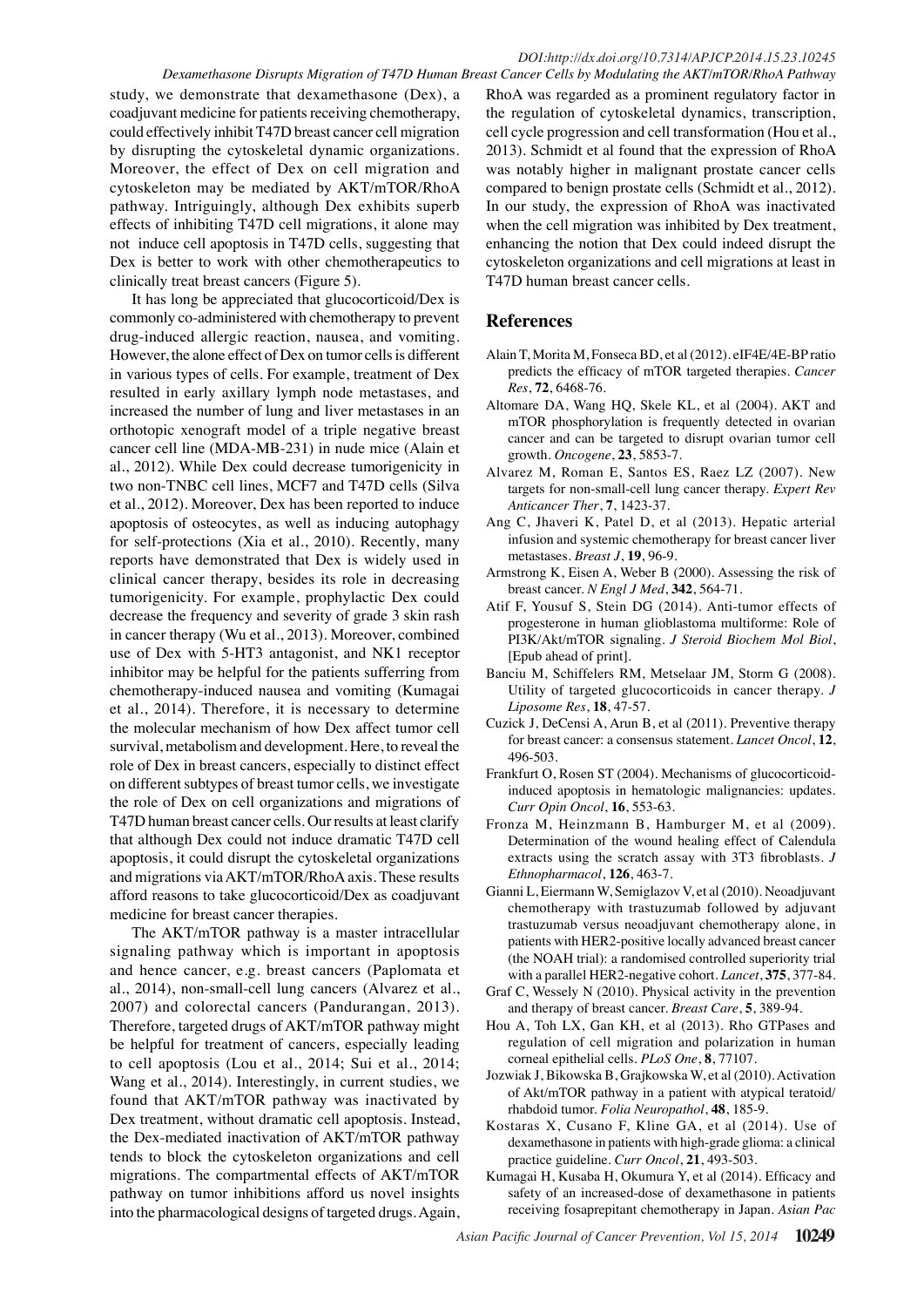study, we demonstrate that dexamethasone (Dex), a coadjuvant medicine for patients receiving chemotherapy, could effectively inhibit T47D breast cancer cell migration by disrupting the cytoskeletal dynamic organizations. Moreover, the effect of Dex on cell migration and cytoskeleton may be mediated by AKT/mTOR/RhoA pathway. Intriguingly, although Dex exhibits superb effects of inhibiting T47D cell migrations, it alone may not induce cell apoptosis in T47D cells, suggesting that Dex is better to work with other chemotherapeutics to clinically treat breast cancers (Figure 5).

It has long be appreciated that glucocorticoid/Dex is commonly co-administered with chemotherapy to prevent drug-induced allergic reaction, nausea, and vomiting. However, the alone effect of Dex on tumor cells is different in various types of cells. For example, treatment of Dex resulted in early axillary lymph node metastases, and increased the number of lung and liver metastases in an orthotopic xenograft model of a triple negative breast cancer cell line (MDA-MB-231) in nude mice (Alain et al., 2012). While Dex could decrease tumorigenicity in two non-TNBC cell lines, MCF7 and T47D cells (Silva et al., 2012). Moreover, Dex has been reported to induce apoptosis of osteocytes, as well as inducing autophagy for self-protections (Xia et al., 2010). Recently, many reports have demonstrated that Dex is widely used in clinical cancer therapy, besides its role in decreasing tumorigenicity. For example, prophylactic Dex could decrease the frequency and severity of grade 3 skin rash in cancer therapy (Wu et al., 2013). Moreover, combined use of Dex with 5-HT3 antagonist, and NK1 receptor inhibitor may be helpful for the patients sufferring from chemotherapy-induced nausea and vomiting (Kumagai et al., 2014). Therefore, it is necessary to determine the molecular mechanism of how Dex affect tumor cell survival, metabolism and development. Here, to reveal the role of Dex in breast cancers, especially to distinct effect on different subtypes of breast tumor cells, we investigate the role of Dex on cell organizations and migrations of T47D human breast cancer cells. Our results at least clarify that although Dex could not induce dramatic T47D cell apoptosis, it could disrupt the cytoskeletal organizations and migrations via AKT/mTOR/RhoA axis. These results afford reasons to take glucocorticoid/Dex as coadjuvant medicine for breast cancer therapies.

The AKT/mTOR pathway is a master intracellular signaling pathway which is important in apoptosis and hence cancer, e.g. breast cancers (Paplomata et al., 2014), non-small-cell lung cancers (Alvarez et al., 2007) and colorectal cancers (Pandurangan, 2013). Therefore, targeted drugs of AKT/mTOR pathway might be helpful for treatment of cancers, especially leading to cell apoptosis (Lou et al., 2014; Sui et al., 2014; Wang et al., 2014). Interestingly, in current studies, we found that AKT/mTOR pathway was inactivated by Dex treatment, without dramatic cell apoptosis. Instead, the Dex-mediated inactivation of AKT/mTOR pathway tends to block the cytoskeleton organizations and cell migrations. The compartmental effects of AKT/mTOR pathway on tumor inhibitions afford us novel insights into the pharmacological designs of targeted drugs. Again, RhoA was regarded as a prominent regulatory factor in the regulation of cytoskeletal dynamics, transcription, cell cycle progression and cell transformation (Hou et al., 2013). Schmidt et al found that the expression of RhoA was notably higher in malignant prostate cancer cells compared to benign prostate cells (Schmidt et al., 2012). In our study, the expression of RhoA was inactivated when the cell migration was inhibited by Dex treatment, enhancing the notion that Dex could indeed disrupt the cytoskeleton organizations and cell migrations at least in T47D human breast cancer cells.

## References

Alain T, Morita M, Fonseca BD, et al (2012). eIF4E/4E-BP ratio predicts the efficacy of mTOR targeted therapies. *Cancer Res*, **72**, 6468-76.

Altomare DA, Wang HQ, Skele KL, et al (2004). AKT and mTOR phosphorylation is frequently detected in ovarian cancer and can be targeted to disrupt ovarian tumor cell growth. *Oncogene*, **23**, 5853-7.

Alvarez M, Roman E, Santos ES, Raez LZ (2007). New targets for non-small-cell lung cancer therapy. *Expert Rev Anticancer Ther*, **7**, 1423-37.

Ang C, Jhaveri K, Patel D, et al (2013). Hepatic arterial infusion and systemic chemotherapy for breast cancer liver metastases. *Breast J*, **19**, 96-9.

Armstrong K, Eisen A, Weber B (2000). Assessing the risk of breast cancer. *N Engl J Med*, **342**, 564-71.

Atif F, Yousuf S, Stein DG (2014). Anti-tumor effects of progesterone in human glioblastoma multiforme: Role of PI3K/Akt/mTOR signaling. *J Steroid Biochem Mol Biol*, [Epub ahead of print].

Banciu M, Schiffelers RM, Metselaar JM, Storm G (2008). Utility of targeted glucocorticoids in cancer therapy. *J Liposome Res*, **18**, 47-57.

Cuzick J, DeCensi A, Arun B, et al (2011). Preventive therapy for breast cancer: a consensus statement. *Lancet Oncol*, **12**, 496-503.

Frankfurt O, Rosen ST (2004). Mechanisms of glucocorticoid-induced apoptosis in hematologic malignancies: updates. *Curr Opin Oncol*, **16**, 553-63.

Fronza M, Heinzmann B, Hamburger M, et al (2009). Determination of the wound healing effect of Calendula extracts using the scratch assay with 3T3 fibroblasts. *J Ethnopharmacol*, **126**, 463-7.

Gianni L, Eiermann W, Semiglazov V, et al (2010). Neoadjuvant chemotherapy with trastuzumab followed by adjuvant trastuzumab versus neoadjuvant chemotherapy alone, in patients with HER2-positive locally advanced breast cancer (the NOAH trial): a randomised controlled superiority trial with a parallel HER2-negative cohort. *Lancet*, **375**, 377-84.

Graf C, Wessely N (2010). Physical activity in the prevention and therapy of breast cancer. *Breast Care*, **5**, 389-94.

Hou A, Toh LX, Gan KH, et al (2013). Rho GTPases and regulation of cell migration and polarization in human corneal epithelial cells. *PLoS One*, **8**, 77107.

Jozwiak J, Bikowska B, Grajkowska W, et al (2010). Activation of Akt/mTOR pathway in a patient with atypical teratoid/rhabdoid tumor. *Folia Neuropathol*, **48**, 185-9.

Kostaras X, Cusano F, Kline GA, et al (2014). Use of dexamethasone in patients with high-grade glioma: a clinical practice guideline. *Curr Oncol*, **21**, 493-503.

Kumagai H, Kusaba H, Okumura Y, et al (2014). Efficacy and safety of an increased-dose of dexamethasone in patients receiving fosaprepitant chemotherapy in Japan. *Asian Pac*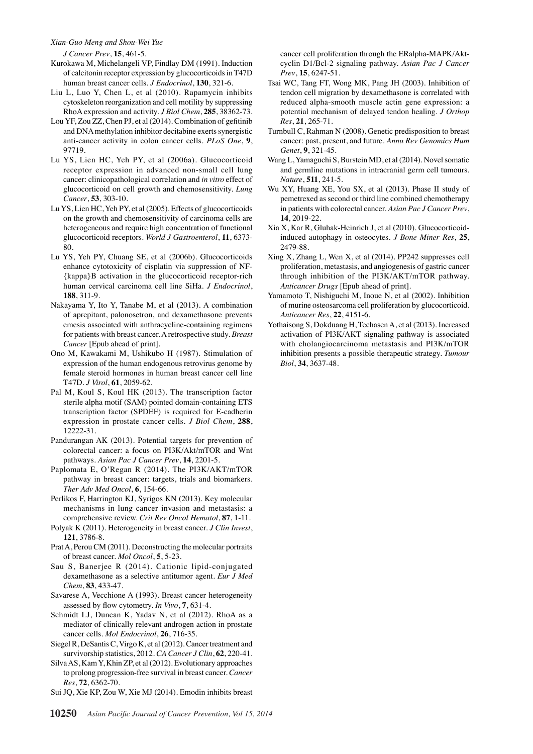J Cancer Prev, **15**, 461-5.

Kurokawa M, Michelangeli VP, Findlay DM (1991). Induction of calcitonin receptor expression by glucocorticoids in T47D human breast cancer cells. *J Endocrinol*, **130**, 321-6.

Liu L, Luo Y, Chen L, et al (2010). Rapamycin inhibits cytoskeleton reorganization and cell motility by suppressing RhoA expression and activity. *J Biol Chem*, **285**, 38362-73.

Lou YF, Zou ZZ, Chen PJ, et al (2014). Combination of gefitinib and DNA methylation inhibitor decitabine exerts synergistic anti-cancer activity in colon cancer cells. *PLoS One*, **9**, 97719.

Lu YS, Lien HC, Yeh PY, et al (2006a). Glucocorticoid receptor expression in advanced non-small cell lung cancer: clinicopathological correlation and *in vitro* effect of glucocorticoid on cell growth and chemosensitivity. *Lung Cancer*, **53**, 303-10.

Lu YS, Lien HC, Yeh PY, et al (2005). Effects of glucocorticoids on the growth and chemosensitivity of carcinoma cells are heterogeneous and require high concentration of functional glucocorticoid receptors. *World J Gastroenterol*, **11**, 6373-80.

Lu YS, Yeh PY, Chuang SE, et al (2006b). Glucocorticoids enhance cytotoxicity of cisplatin via suppression of NF-{kappa}B activation in the glucocorticoid receptor-rich human cervical carcinoma cell line SiHa. *J Endocrinol*, **188**, 311-9.

Nakayama Y, Ito Y, Tanabe M, et al (2013). A combination of aprepitant, palonosetron, and dexamethasone prevents emesis associated with anthracycline-containing regimens for patients with breast cancer. A retrospective study. *Breast Cancer* [Epub ahead of print].

Ono M, Kawakami M, Ushikubo H (1987). Stimulation of expression of the human endogenous retrovirus genome by female steroid hormones in human breast cancer cell line T47D. *J Virol*, **61**, 2059-62.

Pal M, Koul S, Koul HK (2013). The transcription factor sterile alpha motif (SAM) pointed domain-containing ETS transcription factor (SPDEF) is required for E-cadherin expression in prostate cancer cells. *J Biol Chem*, **288**, 12222-31.

Pandurangan AK (2013). Potential targets for prevention of colorectal cancer: a focus on PI3K/Akt/mTOR and Wnt pathways. *Asian Pac J Cancer Prev*, **14**, 2201-5.

Paplomata E, O'Regan R (2014). The PI3K/AKT/mTOR pathway in breast cancer: targets, trials and biomarkers. *Ther Adv Med Oncol*, **6**, 154-66.

Perlikos F, Harrington KJ, Syrigos KN (2013). Key molecular mechanisms in lung cancer invasion and metastasis: a comprehensive review. *Crit Rev Oncol Hematol*, **87**, 1-11.

Polyak K (2011). Heterogeneity in breast cancer. *J Clin Invest*, **121**, 3786-8.

Prat A, Perou CM (2011). Deconstructing the molecular portraits of breast cancer. *Mol Oncol*, **5**, 5-23.

Sau S, Banerjee R (2014). Cationic lipid-conjugated dexamethasone as a selective antitumor agent. *Eur J Med Chem*, **83**, 433-47.

Savarese A, Vecchione A (1993). Breast cancer heterogeneity assessed by flow cytometry. *In Vivo*, **7**, 631-4.

Schmidt LJ, Duncan K, Yadav N, et al (2012). RhoA as a mediator of clinically relevant androgen action in prostate cancer cells. *Mol Endocrinol*, **26**, 716-35.

Siegel R, DeSantis C, Virgo K, et al (2012). Cancer treatment and survivorship statistics, 2012. *CA Cancer J Clin*, **62**, 220-41.

Silva AS, Kam Y, Khin ZP, et al (2012). Evolutionary approaches to prolong progression-free survival in breast cancer. *Cancer Res*, **72**, 6362-70.

Sui JQ, Xie KP, Zou W, Xie MJ (2014). Emodin inhibits breast cancer cell proliferation through the ERalpha-MAPK/Akt-cyclin D1/Bcl-2 signaling pathway. *Asian Pac J Cancer Prev*, **15**, 6247-51.

Tsai WC, Tang FT, Wong MK, Pang JH (2003). Inhibition of tendon cell migration by dexamethasone is correlated with reduced alpha-smooth muscle actin gene expression: a potential mechanism of delayed tendon healing. *J Orthop Res*, **21**, 265-71.

Turnbull C, Rahman N (2008). Genetic predisposition to breast cancer: past, present, and future. *Annu Rev Genomics Hum Genet*, **9**, 321-45.

Wang L, Yamaguchi S, Burstein MD, et al (2014). Novel somatic and germline mutations in intracranial germ cell tumours. *Nature*, **511**, 241-5.

Wu XY, Huang XE, You SX, et al (2013). Phase II study of pemetrexed as second or third line combined chemotherapy in patients with colorectal cancer. *Asian Pac J Cancer Prev*, **14**, 2019-22.

Xia X, Kar R, Gluhak-Heinrich J, et al (2010). Glucocorticoid-induced autophagy in osteocytes. *J Bone Miner Res*, **25**, 2479-88.

Xing X, Zhang L, Wen X, et al (2014). PP242 suppresses cell proliferation, metastasis, and angiogenesis of gastric cancer through inhibition of the PI3K/AKT/mTOR pathway. *Anticancer Drugs* [Epub ahead of print].

Yamamoto T, Nishiguchi M, Inoue N, et al (2002). Inhibition of murine osteosarcoma cell proliferation by glucocorticoid. *Anticancer Res*, **22**, 4151-6.

Yothaisong S, Dokduang H, Techasen A, et al (2013). Increased activation of PI3K/AKT signaling pathway is associated with cholangiocarcinoma metastasis and PI3K/mTOR inhibition presents a possible therapeutic strategy. *Tumour Biol*, **34**, 3637-48.